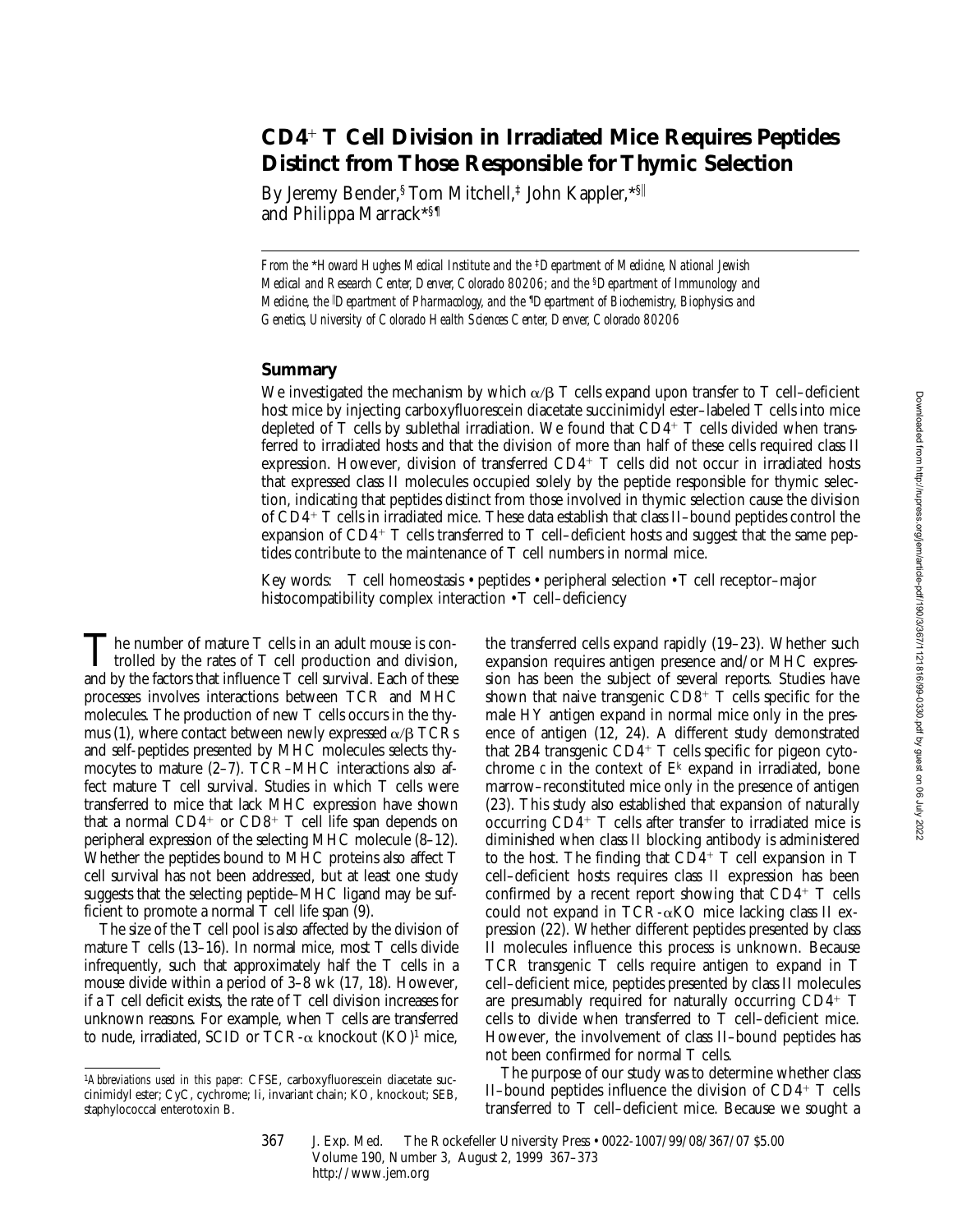# CD4+ T Cell Division in Irradiated Mice Requires Peptides Distinct from Those Responsible for Thymic Selection

By Jeremy Bender,[§] Tom Mitchell,[‡] John Kappler,[*§‖] and Philippa Marrack[*§¶]

*From the \*Howard Hughes Medical Institute and the ‡Department of Medicine, National Jewish Medical and Research Center, Denver, Colorado 80206; and the §Department of Immunology and Medicine, the ‖Department of Pharmacology, and the ¶Department of Biochemistry, Biophysics and Genetics, University of Colorado Health Sciences Center, Denver, Colorado 80206*

## Summary

We investigated the mechanism by which α/β T cells expand upon transfer to T cell–deficient host mice by injecting carboxyfluorescein diacetate succinimidyl ester–labeled T cells into mice depleted of T cells by sublethal irradiation. We found that CD4+ T cells divided when transferred to irradiated hosts and that the division of more than half of these cells required class II expression. However, division of transferred CD4+ T cells did not occur in irradiated hosts that expressed class II molecules occupied solely by the peptide responsible for thymic selection, indicating that peptides distinct from those involved in thymic selection cause the division of CD4+ T cells in irradiated mice. These data establish that class II–bound peptides control the expansion of CD4+ T cells transferred to T cell–deficient hosts and suggest that the same peptides contribute to the maintenance of T cell numbers in normal mice.

Key words: T cell homeostasis • peptides • peripheral selection • T cell receptor–major histocompatibility complex interaction • T cell–deficiency

The number of mature T cells in an adult mouse is controlled by the rates of T cell production and division, and by the factors that influence T cell survival. Each of these processes involves interactions between TCR and MHC molecules. The production of new T cells occurs in the thymus (1), where contact between newly expressed α/β TCRs and self-peptides presented by MHC molecules selects thymocytes to mature (2–7). TCR–MHC interactions also affect mature T cell survival. Studies in which T cells were transferred to mice that lack MHC expression have shown that a normal CD4+ or CD8+ T cell life span depends on peripheral expression of the selecting MHC molecule (8–12). Whether the peptides bound to MHC proteins also affect T cell survival has not been addressed, but at least one study suggests that the selecting peptide–MHC ligand may be sufficient to promote a normal T cell life span (9).

The size of the T cell pool is also affected by the division of mature T cells (13–16). In normal mice, most T cells divide infrequently, such that approximately half the T cells in a mouse divide within a period of 3–8 wk (17, 18). However, if a T cell deficit exists, the rate of T cell division increases for unknown reasons. For example, when T cells are transferred to nude, irradiated, SCID or TCR-α knockout (KO)[1] mice, the transferred cells expand rapidly (19–23). Whether such expansion requires antigen presence and/or MHC expression has been the subject of several reports. Studies have shown that naive transgenic CD8+ T cells specific for the male HY antigen expand in normal mice only in the presence of antigen (12, 24). A different study demonstrated that 2B4 transgenic CD4+ T cells specific for pigeon cytochrome c in the context of $E^k$ expand in irradiated, bone marrow–reconstituted mice only in the presence of antigen (23). This study also established that expansion of naturally occurring CD4+ T cells after transfer to irradiated mice is diminished when class II blocking antibody is administered to the host. The finding that CD4+ T cell expansion in T cell–deficient hosts requires class II expression has been confirmed by a recent report showing that CD4+ T cells could not expand in TCR-αKO mice lacking class II expression (22). Whether different peptides presented by class II molecules influence this process is unknown. Because TCR transgenic T cells require antigen to expand in T cell–deficient mice, peptides presented by class II molecules are presumably required for naturally occurring CD4+ T cells to divide when transferred to T cell–deficient mice. However, the involvement of class II–bound peptides has not been confirmed for normal T cells.

The purpose of our study was to determine whether class II–bound peptides influence the division of CD4+ T cells transferred to T cell–deficient mice. Because we sought a

[1] *Abbreviations used in this paper:* CFSE, carboxyfluorescein diacetate succinimidyl ester; CyC, cychrome; Ii, invariant chain; KO, knockout; SEB, staphylococcal enterotoxin B.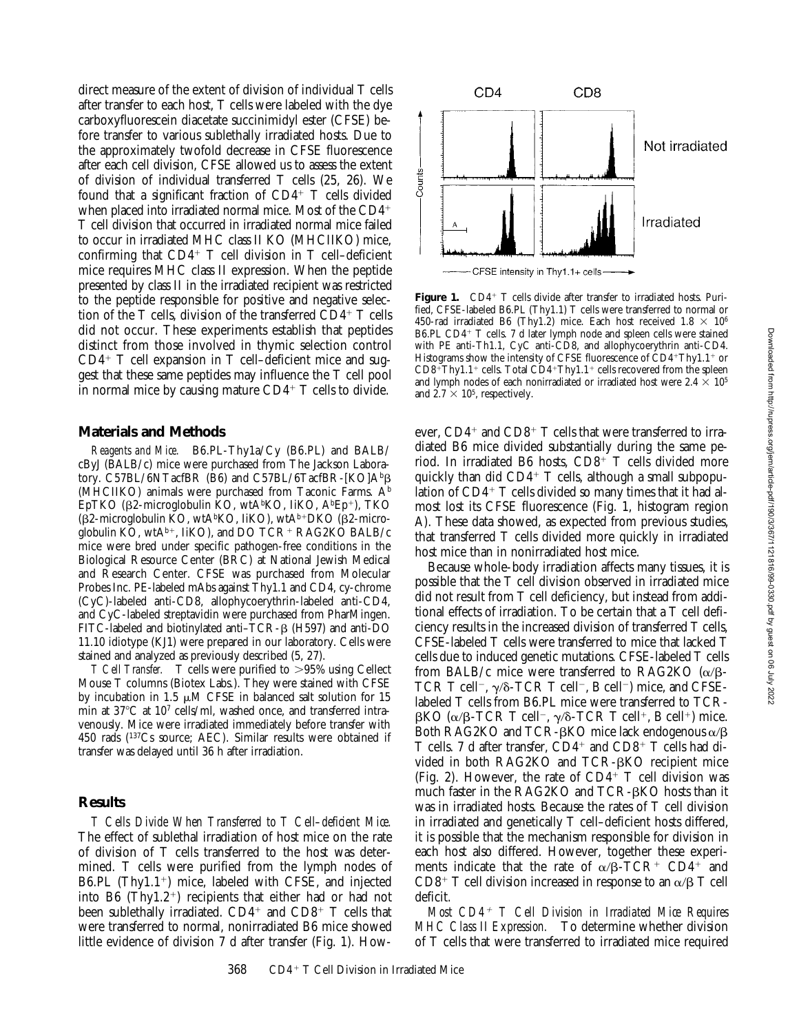direct measure of the extent of division of individual T cells after transfer to each host, T cells were labeled with the dye carboxyfluorescein diacetate succinimidyl ester (CFSE) before transfer to various sublethally irradiated hosts. Due to the approximately twofold decrease in CFSE fluorescence after each cell division, CFSE allowed us to assess the extent of division of individual transferred T cells (25, 26). We found that a significant fraction of $CD4^+$ T cells divided when placed into irradiated normal mice. Most of the $CD4^+$ T cell division that occurred in irradiated normal mice failed to occur in irradiated MHC class II KO (MHCIIKO) mice, confirming that $CD4^+$ T cell division in T cell–deficient mice requires MHC class II expression. When the peptide presented by class II in the irradiated recipient was restricted to the peptide responsible for positive and negative selection of the T cells, division of the transferred $CD4^+$ T cells did not occur. These experiments establish that peptides distinct from those involved in thymic selection control $CD4^+$ T cell expansion in T cell–deficient mice and suggest that these same peptides may influence the T cell pool in normal mice by causing mature $CD4^+$ T cells to divide.

## Materials and Methods

*Reagents and Mice.* B6.PL-Thy1a/Cy (B6.PL) and BALB/cByJ (BALB/c) mice were purchased from The Jackson Laboratory. C57BL/6NTacfBR (B6) and C57BL/6TacfBR-[KO]A$^b$β (MHCIIKO) animals were purchased from Taconic Farms. A$^b$EpTKO (β2-microglobulin KO, wtA$^b$KO, IiKO, A$^b$Ep$^+$), TKO (β2-microglobulin KO, wtA$^b$KO, IiKO), wtA$^{b+}$DKO (β2-microglobulin KO, wtA$^{b+}$, IiKO), and DO TCR$^+$ RAG2KO BALB/c mice were bred under specific pathogen-free conditions in the Biological Resource Center (BRC) at National Jewish Medical and Research Center. CFSE was purchased from Molecular Probes Inc. PE-labeled mAbs against Thy1.1 and CD4, cy-chrome (CyC)-labeled anti-CD8, allophycoerythrin-labeled anti-CD4, and CyC-labeled streptavidin were purchased from PharMingen. FITC-labeled and biotinylated anti–TCR-β (H597) and anti-DO 11.10 idiotype (KJ1) were prepared in our laboratory. Cells were stained and analyzed as previously described (5, 27).

*T Cell Transfer.* T cells were purified to >95% using Cellect Mouse T columns (Biotex Labs.). They were stained with CFSE by incubation in 1.5 μM CFSE in balanced salt solution for 15 min at 37°C at $10^7$ cells/ml, washed once, and transferred intravenously. Mice were irradiated immediately before transfer with 450 rads ($^{137}$Cs source; AEC). Similar results were obtained if transfer was delayed until 36 h after irradiation.

## Results

*T Cells Divide When Transferred to T Cell–deficient Mice.* The effect of sublethal irradiation of host mice on the rate of division of T cells transferred to the host was determined. T cells were purified from the lymph nodes of B6.PL (Thy1.1$^+$) mice, labeled with CFSE, and injected into B6 (Thy1.2$^+$) recipients that either had or had not been sublethally irradiated. $CD4^+$ and $CD8^+$ T cells that were transferred to normal, nonirradiated B6 mice showed little evidence of division 7 d after transfer (Fig. 1). However, $CD4^+$ and $CD8^+$ T cells that were transferred to irradiated B6 mice divided substantially during the same period. In irradiated B6 hosts, $CD8^+$ T cells divided more quickly than did $CD4^+$ T cells, although a small subpopulation of $CD4^+$ T cells divided so many times that it had almost lost its CFSE fluorescence (Fig. 1, histogram region A). These data showed, as expected from previous studies, that transferred T cells divided more quickly in irradiated host mice than in nonirradiated host mice.

**Figure 1.** $CD4^+$ T cells divide after transfer to irradiated hosts. Purified, CFSE-labeled B6.PL (Thy1.1) T cells were transferred to normal or 450-rad irradiated B6 (Thy1.2) mice. Each host received $1.8 \times 10^6$ B6.PL $CD4^+$ T cells. 7 d later lymph node and spleen cells were stained with PE anti-Th1.1, CyC anti-CD8, and allophycoerythrin anti-CD4. Histograms show the intensity of CFSE fluorescence of $CD4^+$Thy1.1$^+$ or $CD8^+$Thy1.1$^+$ cells. Total $CD4^+$Thy1.1$^+$ cells recovered from the spleen and lymph nodes of each nonirradiated or irradiated host were $2.4 \times 10^5$ and $2.7 \times 10^5$, respectively.

Because whole-body irradiation affects many tissues, it is possible that the T cell division observed in irradiated mice did not result from T cell deficiency, but instead from additional effects of irradiation. To be certain that a T cell deficiency results in the increased division of transferred T cells, CFSE-labeled T cells were transferred to mice that lacked T cells due to induced genetic mutations. CFSE-labeled T cells from BALB/c mice were transferred to RAG2KO (α/β-TCR T cell$^-$, γ/δ-TCR T cell$^-$, B cell$^-$) mice, and CFSE-labeled T cells from B6.PL mice were transferred to TCR-βKO (α/β-TCR T cell$^-$, γ/δ-TCR T cell$^+$, B cell$^+$) mice. Both RAG2KO and TCR-βKO mice lack endogenous α/β T cells. 7 d after transfer, $CD4^+$ and $CD8^+$ T cells had divided in both RAG2KO and TCR-βKO recipient mice (Fig. 2). However, the rate of $CD4^+$ T cell division was much faster in the RAG2KO and TCR-βKO hosts than it was in irradiated hosts. Because the rates of T cell division in irradiated and genetically T cell–deficient hosts differed, it is possible that the mechanism responsible for division in each host also differed. However, together these experiments indicate that the rate of α/β-TCR$^+$ $CD4^+$ and $CD8^+$ T cell division increased in response to an α/β T cell deficit.

*Most $CD4^+$ T Cell Division in Irradiated Mice Requires MHC Class II Expression.* To determine whether division of T cells that were transferred to irradiated mice required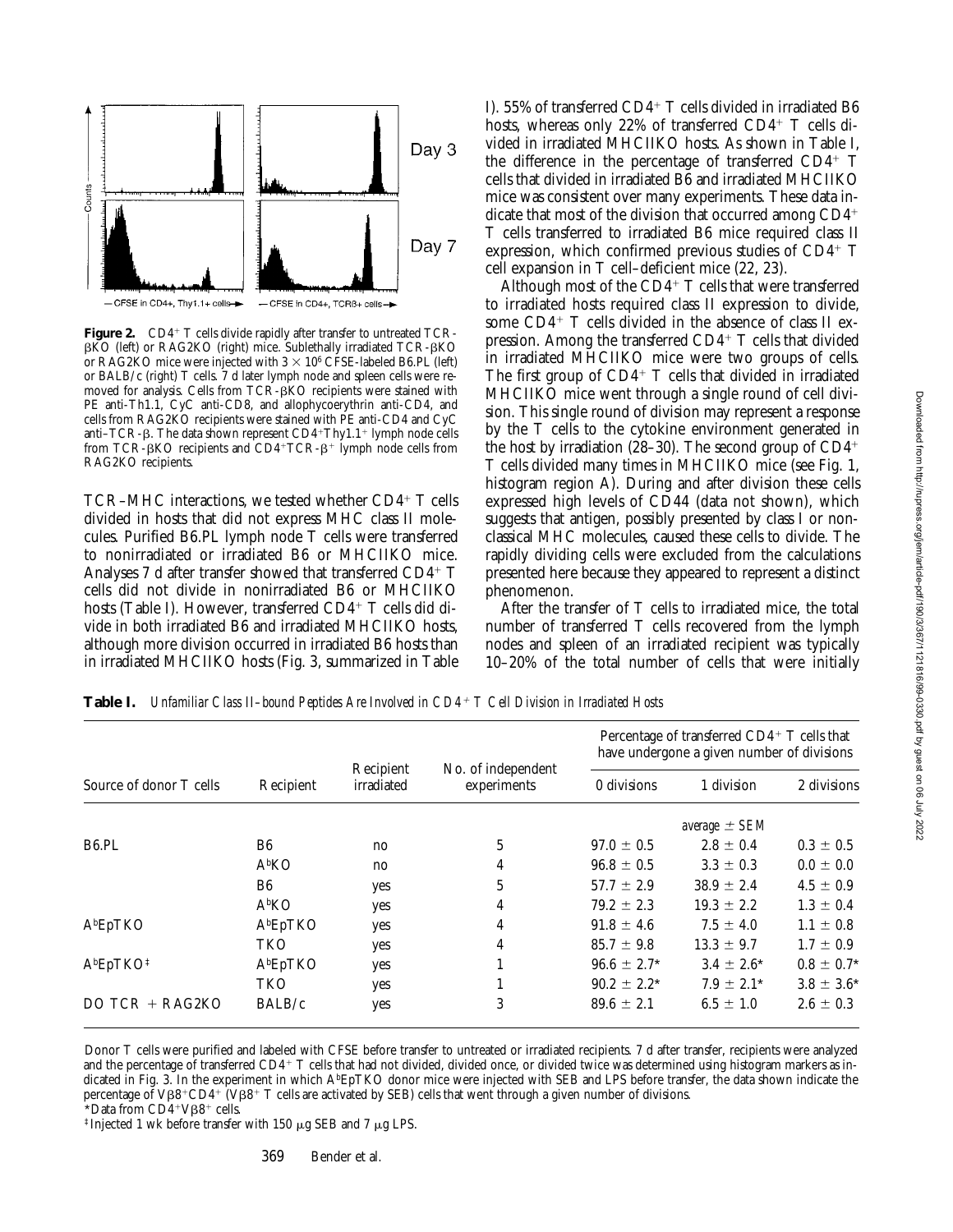**Figure 2.** $CD4^+$ T cells divide rapidly after transfer to untreated TCR-βKO (left) or RAG2KO (right) mice. Sublethally irradiated TCR-βKO or RAG2KO mice were injected with $3 \times 10^6$ CFSE-labeled B6.PL (left) or BALB/c (right) T cells. 7 d later lymph node and spleen cells were removed for analysis. Cells from TCR-βKO recipients were stained with PE anti-Th1.1, CyC anti-CD8, and allophycoerythrin anti-CD4, and cells from RAG2KO recipients were stained with PE anti-CD4 and CyC anti–TCR-β. The data shown represent $CD4^+Thy1.1^+$ lymph node cells from TCR-βKO recipients and $CD4^+TCR\text{-}\beta^+$ lymph node cells from RAG2KO recipients.

TCR–MHC interactions, we tested whether $CD4^+$ T cells divided in hosts that did not express MHC class II molecules. Purified B6.PL lymph node T cells were transferred to nonirradiated or irradiated B6 or MHCIIKO mice. Analyses 7 d after transfer showed that transferred $CD4^+$ T cells did not divide in nonirradiated B6 or MHCIIKO hosts (Table I). However, transferred $CD4^+$ T cells did divide in both irradiated B6 and irradiated MHCIIKO hosts, although more division occurred in irradiated B6 hosts than in irradiated MHCIIKO hosts (Fig. 3, summarized in Table I). 55% of transferred $CD4^+$ T cells divided in irradiated B6 hosts, whereas only 22% of transferred $CD4^+$ T cells divided in irradiated MHCIIKO hosts. As shown in Table I, the difference in the percentage of transferred $CD4^+$ T cells that divided in irradiated B6 and irradiated MHCIIKO mice was consistent over many experiments. These data indicate that most of the division that occurred among $CD4^+$ T cells transferred to irradiated B6 mice required class II expression, which confirmed previous studies of $CD4^+$ T cell expansion in T cell–deficient mice (22, 23).

Although most of the $CD4^+$ T cells that were transferred to irradiated hosts required class II expression to divide, some $CD4^+$ T cells divided in the absence of class II expression. Among the transferred $CD4^+$ T cells that divided in irradiated MHCIIKO mice were two groups of cells. The first group of $CD4^+$ T cells that divided in irradiated MHCIIKO mice went through a single round of cell division. This single round of division may represent a response by the T cells to the cytokine environment generated in the host by irradiation (28–30). The second group of $CD4^+$ T cells divided many times in MHCIIKO mice (see Fig. 1, histogram region A). During and after division these cells expressed high levels of CD44 (data not shown), which suggests that antigen, possibly presented by class I or nonclassical MHC molecules, caused these cells to divide. The rapidly dividing cells were excluded from the calculations presented here because they appeared to represent a distinct phenomenon.

After the transfer of T cells to irradiated mice, the total number of transferred T cells recovered from the lymph nodes and spleen of an irradiated recipient was typically 10–20% of the total number of cells that were initially

**Table I.** *Unfamiliar Class II–bound Peptides Are Involved in $CD4^+$ T Cell Division in Irradiated Hosts*

| Source of donor T cells | Recipient | Recipient irradiated | No. of independent experiments | Percentage of transferred $CD4^+$ T cells that have undergone a given number of divisions | | |
|---|---|---|---|---|---|---|
| | | | | 0 divisions | 1 division | 2 divisions |
| | | | | | *average ± SEM* | |
| B6.PL | B6 | no | 5 | 97.0 ± 0.5 | 2.8 ± 0.4 | 0.3 ± 0.5 |
| | $A^bKO$ | no | 4 | 96.8 ± 0.5 | 3.3 ± 0.3 | 0.0 ± 0.0 |
| | B6 | yes | 5 | 57.7 ± 2.9 | 38.9 ± 2.4 | 4.5 ± 0.9 |
| | $A^bKO$ | yes | 4 | 79.2 ± 2.3 | 19.3 ± 2.2 | 1.3 ± 0.4 |
| $A^bEpTKO$ | $A^bEpTKO$ | yes | 4 | 91.8 ± 4.6 | 7.5 ± 4.0 | 1.1 ± 0.8 |
| | TKO | yes | 4 | 85.7 ± 9.8 | 13.3 ± 9.7 | 1.7 ± 0.9 |
| $A^bEpTKO$[‡] | $A^bEpTKO$ | yes | 1 | 96.6 ± 2.7* | 3.4 ± 2.6* | 0.8 ± 0.7* |
| | TKO | yes | 1 | 90.2 ± 2.2* | 7.9 ± 2.1* | 3.8 ± 3.6* |
| DO TCR + RAG2KO | BALB/c | yes | 3 | 89.6 ± 2.1 | 6.5 ± 1.0 | 2.6 ± 0.3 |

Donor T cells were purified and labeled with CFSE before transfer to untreated or irradiated recipients. 7 d after transfer, recipients were analyzed and the percentage of transferred $CD4^+$ T cells that had not divided, divided once, or divided twice was determined using histogram markers as indicated in Fig. 3. In the experiment in which $A^bEpTKO$ donor mice were injected with SEB and LPS before transfer, the data shown indicate the percentage of $V\beta8^+CD4^+$ ($V\beta8^+$ T cells are activated by SEB) cells that went through a given number of divisions.

*Data from $CD4^+V\beta8^+$ cells.

‡Injected 1 wk before transfer with 150 μg SEB and 7 μg LPS.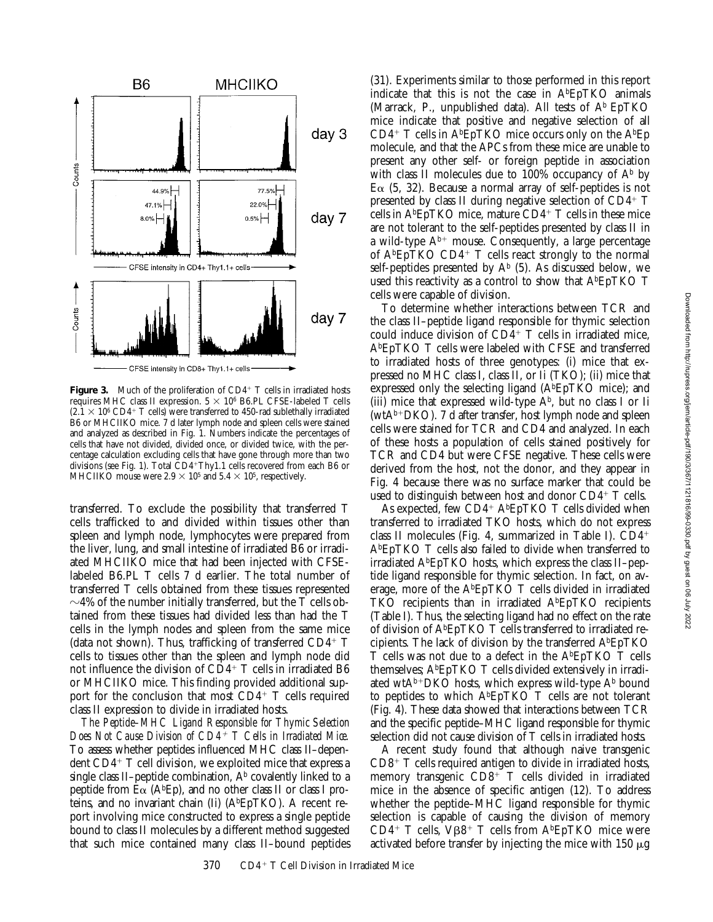**Figure 3.** Much of the proliferation of $CD4^+$ T cells in irradiated hosts requires MHC class II expression. $5 \times 10^6$ B6.PL CFSE-labeled T cells ($2.1 \times 10^6$ $CD4^+$ T cells) were transferred to 450-rad sublethally irradiated B6 or MHCIIKO mice. 7 d later lymph node and spleen cells were stained and analyzed as described in Fig. 1. Numbers indicate the percentages of cells that have not divided, divided once, or divided twice, with the percentage calculation excluding cells that have gone through more than two divisions (see Fig. 1). Total $CD4^+$Thy1.1 cells recovered from each B6 or MHCIIKO mouse were $2.9 \times 10^5$ and $5.4 \times 10^5$, respectively.

transferred. To exclude the possibility that transferred T cells trafficked to and divided within tissues other than spleen and lymph node, lymphocytes were prepared from the liver, lung, and small intestine of irradiated B6 or irradiated MHCIIKO mice that had been injected with CFSE-labeled B6.PL T cells 7 d earlier. The total number of transferred T cells obtained from these tissues represented ~4% of the number initially transferred, but the T cells obtained from these tissues had divided less than had the T cells in the lymph nodes and spleen from the same mice (data not shown). Thus, trafficking of transferred $CD4^+$ T cells to tissues other than the spleen and lymph node did not influence the division of $CD4^+$ T cells in irradiated B6 or MHCIIKO mice. This finding provided additional support for the conclusion that most $CD4^+$ T cells required class II expression to divide in irradiated hosts.

*The Peptide–MHC Ligand Responsible for Thymic Selection Does Not Cause Division of $CD4^+$ T Cells in Irradiated Mice.* To assess whether peptides influenced MHC class II–dependent $CD4^+$ T cell division, we exploited mice that express a single class II–peptide combination, $A^b$ covalently linked to a peptide from Eα ($A^b$Ep), and no other class II or class I proteins, and no invariant chain (Ii) ($A^b$EpTKO). A recent report involving mice constructed to express a single peptide bound to class II molecules by a different method suggested that such mice contained many class II–bound peptides (31). Experiments similar to those performed in this report indicate that this is not the case in $A^b$EpTKO animals (Marrack, P., unpublished data). All tests of $A^b$ EpTKO mice indicate that positive and negative selection of all $CD4^+$ T cells in $A^b$EpTKO mice occurs only on the $A^b$Ep molecule, and that the APCs from these mice are unable to present any other self- or foreign peptide in association with class II molecules due to 100% occupancy of $A^b$ by Eα (5, 32). Because a normal array of self-peptides is not presented by class II during negative selection of $CD4^+$ T cells in $A^b$EpTKO mice, mature $CD4^+$ T cells in these mice are not tolerant to the self-peptides presented by class II in a wild-type $A^{b+}$ mouse. Consequently, a large percentage of $A^b$EpTKO $CD4^+$ T cells react strongly to the normal self-peptides presented by $A^b$ (5). As discussed below, we used this reactivity as a control to show that $A^b$EpTKO T cells were capable of division.

To determine whether interactions between TCR and the class II–peptide ligand responsible for thymic selection could induce division of $CD4^+$ T cells in irradiated mice, $A^b$EpTKO T cells were labeled with CFSE and transferred to irradiated hosts of three genotypes: (i) mice that expressed no MHC class I, class II, or Ii (TKO); (ii) mice that expressed only the selecting ligand ($A^b$EpTKO mice); and (iii) mice that expressed wild-type $A^b$, but no class I or Ii (wt$A^{b+}$DKO). 7 d after transfer, host lymph node and spleen cells were stained for TCR and CD4 and analyzed. In each of these hosts a population of cells stained positively for TCR and CD4 but were CFSE negative. These cells were derived from the host, not the donor, and they appear in Fig. 4 because there was no surface marker that could be used to distinguish between host and donor $CD4^+$ T cells.

As expected, few $CD4^+$ $A^b$EpTKO T cells divided when transferred to irradiated TKO hosts, which do not express class II molecules (Fig. 4, summarized in Table I). $CD4^+$ $A^b$EpTKO T cells also failed to divide when transferred to irradiated $A^b$EpTKO hosts, which express the class II–peptide ligand responsible for thymic selection. In fact, on average, more of the $A^b$EpTKO T cells divided in irradiated TKO recipients than in irradiated $A^b$EpTKO recipients (Table I). Thus, the selecting ligand had no effect on the rate of division of $A^b$EpTKO T cells transferred to irradiated recipients. The lack of division by the transferred $A^b$EpTKO T cells was not due to a defect in the $A^b$EpTKO T cells themselves; $A^b$EpTKO T cells divided extensively in irradiated wt$A^{b+}$DKO hosts, which express wild-type $A^b$ bound to peptides to which $A^b$EpTKO T cells are not tolerant (Fig. 4). These data showed that interactions between TCR and the specific peptide–MHC ligand responsible for thymic selection did not cause division of T cells in irradiated hosts.

A recent study found that although naive transgenic $CD8^+$ T cells required antigen to divide in irradiated hosts, memory transgenic $CD8^+$ T cells divided in irradiated mice in the absence of specific antigen (12). To address whether the peptide–MHC ligand responsible for thymic selection is capable of causing the division of memory $CD4^+$ T cells, Vβ8$^+$ T cells from $A^b$EpTKO mice were activated before transfer by injecting the mice with 150 μg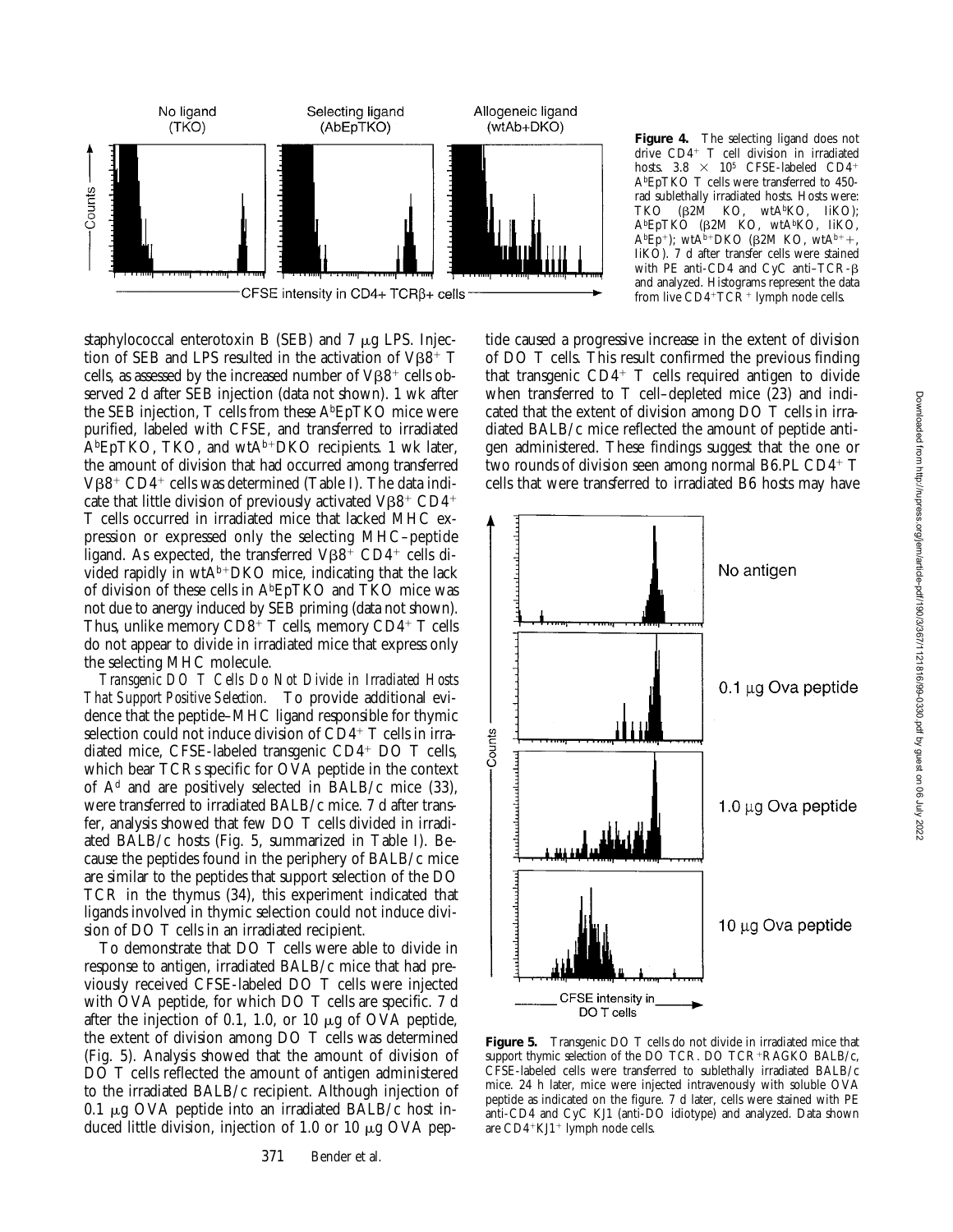**Figure 4.** The selecting ligand does not drive CD4+ T cell division in irradiated hosts. $3.8 \times 10^5$ CFSE-labeled CD4+ AbEpTKO T cells were transferred to 450-rad sublethally irradiated hosts. Hosts were: TKO (β2M KO, wtAbKO, IiKO); AbEpTKO (β2M KO, wtAbKO, IiKO, AbEp+); wtAb+DKO (β2M KO, wtAb++, IiKO). 7 d after transfer cells were stained with PE anti-CD4 and CyC anti–TCR-β and analyzed. Histograms represent the data from live CD4+TCR+ lymph node cells.

staphylococcal enterotoxin B (SEB) and 7 μg LPS. Injection of SEB and LPS resulted in the activation of Vβ8+ T cells, as assessed by the increased number of Vβ8+ cells observed 2 d after SEB injection (data not shown). 1 wk after the SEB injection, T cells from these AbEpTKO mice were purified, labeled with CFSE, and transferred to irradiated AbEpTKO, TKO, and wtAb+DKO recipients. 1 wk later, the amount of division that had occurred among transferred Vβ8+ CD4+ cells was determined (Table I). The data indicate that little division of previously activated Vβ8+ CD4+ T cells occurred in irradiated mice that lacked MHC expression or expressed only the selecting MHC–peptide ligand. As expected, the transferred Vβ8+ CD4+ cells divided rapidly in wtAb+DKO mice, indicating that the lack of division of these cells in AbEpTKO and TKO mice was not due to anergy induced by SEB priming (data not shown). Thus, unlike memory CD8+ T cells, memory CD4+ T cells do not appear to divide in irradiated mice that express only the selecting MHC molecule.

*Transgenic DO T Cells Do Not Divide in Irradiated Hosts That Support Positive Selection.* To provide additional evidence that the peptide–MHC ligand responsible for thymic selection could not induce division of CD4+ T cells in irradiated mice, CFSE-labeled transgenic CD4+ DO T cells, which bear TCRs specific for OVA peptide in the context of $A^d$ and are positively selected in BALB/c mice (33), were transferred to irradiated BALB/c mice. 7 d after transfer, analysis showed that few DO T cells divided in irradiated BALB/c hosts (Fig. 5, summarized in Table I). Because the peptides found in the periphery of BALB/c mice are similar to the peptides that support selection of the DO TCR in the thymus (34), this experiment indicated that ligands involved in thymic selection could not induce division of DO T cells in an irradiated recipient.

To demonstrate that DO T cells were able to divide in response to antigen, irradiated BALB/c mice that had previously received CFSE-labeled DO T cells were injected with OVA peptide, for which DO T cells are specific. 7 d after the injection of 0.1, 1.0, or 10 μg of OVA peptide, the extent of division among DO T cells was determined (Fig. 5). Analysis showed that the amount of division of DO T cells reflected the amount of antigen administered to the irradiated BALB/c recipient. Although injection of 0.1 μg OVA peptide into an irradiated BALB/c host induced little division, injection of 1.0 or 10 μg OVA peptide caused a progressive increase in the extent of division of DO T cells. This result confirmed the previous finding that transgenic CD4+ T cells required antigen to divide when transferred to T cell–depleted mice (23) and indicated that the extent of division among DO T cells in irradiated BALB/c mice reflected the amount of peptide antigen administered. These findings suggest that the one or two rounds of division seen among normal B6.PL CD4+ T cells that were transferred to irradiated B6 hosts may have

**Figure 5.** Transgenic DO T cells do not divide in irradiated mice that support thymic selection of the DO TCR. DO TCR+RAGKO BALB/c, CFSE-labeled cells were transferred to sublethally irradiated BALB/c mice. 24 h later, mice were injected intravenously with soluble OVA peptide as indicated on the figure. 7 d later, cells were stained with PE anti-CD4 and CyC KJ1 (anti-DO idiotype) and analyzed. Data shown are CD4+KJ1+ lymph node cells.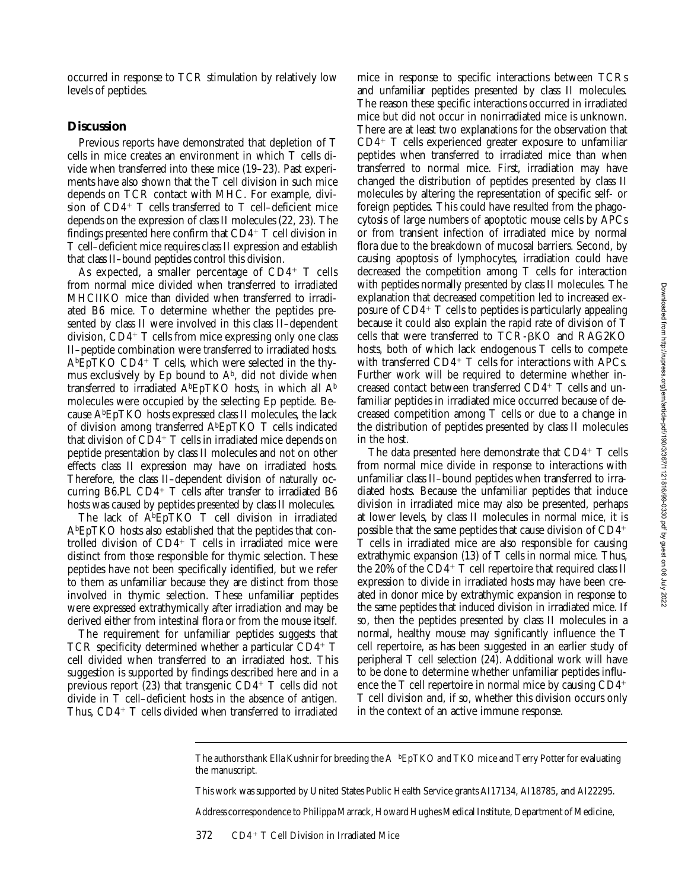occurred in response to TCR stimulation by relatively low levels of peptides.

## Discussion

Previous reports have demonstrated that depletion of T cells in mice creates an environment in which T cells divide when transferred into these mice (19–23). Past experiments have also shown that the T cell division in such mice depends on TCR contact with MHC. For example, division of $CD4^+$ T cells transferred to T cell–deficient mice depends on the expression of class II molecules (22, 23). The findings presented here confirm that $CD4^+$ T cell division in T cell–deficient mice requires class II expression and establish that class II–bound peptides control this division.

As expected, a smaller percentage of $CD4^+$ T cells from normal mice divided when transferred to irradiated MHCIIKO mice than divided when transferred to irradiated B6 mice. To determine whether the peptides presented by class II were involved in this class II–dependent division, $CD4^+$ T cells from mice expressing only one class II–peptide combination were transferred to irradiated hosts. $A^b$EpTKO $CD4^+$ T cells, which were selected in the thymus exclusively by Ep bound to $A^b$, did not divide when transferred to irradiated $A^b$EpTKO hosts, in which all $A^b$ molecules were occupied by the selecting Ep peptide. Because $A^b$EpTKO hosts expressed class II molecules, the lack of division among transferred $A^b$EpTKO T cells indicated that division of $CD4^+$ T cells in irradiated mice depends on peptide presentation by class II molecules and not on other effects class II expression may have on irradiated hosts. Therefore, the class II–dependent division of naturally occurring B6.PL $CD4^+$ T cells after transfer to irradiated B6 hosts was caused by peptides presented by class II molecules.

The lack of $A^b$EpTKO T cell division in irradiated $A^b$EpTKO hosts also established that the peptides that controlled division of $CD4^+$ T cells in irradiated mice were distinct from those responsible for thymic selection. These peptides have not been specifically identified, but we refer to them as unfamiliar because they are distinct from those involved in thymic selection. These unfamiliar peptides were expressed extrathymically after irradiation and may be derived either from intestinal flora or from the mouse itself.

The requirement for unfamiliar peptides suggests that TCR specificity determined whether a particular $CD4^+$ T cell divided when transferred to an irradiated host. This suggestion is supported by findings described here and in a previous report (23) that transgenic $CD4^+$ T cells did not divide in T cell–deficient hosts in the absence of antigen. Thus, $CD4^+$ T cells divided when transferred to irradiated mice in response to specific interactions between TCRs and unfamiliar peptides presented by class II molecules. The reason these specific interactions occurred in irradiated mice but did not occur in nonirradiated mice is unknown. There are at least two explanations for the observation that $CD4^+$ T cells experienced greater exposure to unfamiliar peptides when transferred to irradiated mice than when transferred to normal mice. First, irradiation may have changed the distribution of peptides presented by class II molecules by altering the representation of specific self- or foreign peptides. This could have resulted from the phagocytosis of large numbers of apoptotic mouse cells by APCs or from transient infection of irradiated mice by normal flora due to the breakdown of mucosal barriers. Second, by causing apoptosis of lymphocytes, irradiation could have decreased the competition among T cells for interaction with peptides normally presented by class II molecules. The explanation that decreased competition led to increased exposure of $CD4^+$ T cells to peptides is particularly appealing because it could also explain the rapid rate of division of T cells that were transferred to TCR-βKO and RAG2KO hosts, both of which lack endogenous T cells to compete with transferred $CD4^+$ T cells for interactions with APCs. Further work will be required to determine whether increased contact between transferred $CD4^+$ T cells and unfamiliar peptides in irradiated mice occurred because of decreased competition among T cells or due to a change in the distribution of peptides presented by class II molecules in the host.

The data presented here demonstrate that $CD4^+$ T cells from normal mice divide in response to interactions with unfamiliar class II–bound peptides when transferred to irradiated hosts. Because the unfamiliar peptides that induce division in irradiated mice may also be presented, perhaps at lower levels, by class II molecules in normal mice, it is possible that the same peptides that cause division of $CD4^+$ T cells in irradiated mice are also responsible for causing extrathymic expansion (13) of T cells in normal mice. Thus, the 20% of the $CD4^+$ T cell repertoire that required class II expression to divide in irradiated hosts may have been created in donor mice by extrathymic expansion in response to the same peptides that induced division in irradiated mice. If so, then the peptides presented by class II molecules in a normal, healthy mouse may significantly influence the T cell repertoire, as has been suggested in an earlier study of peripheral T cell selection (24). Additional work will have to be done to determine whether unfamiliar peptides influence the T cell repertoire in normal mice by causing $CD4^+$ T cell division and, if so, whether this division occurs only in the context of an active immune response.

---

The authors thank Ella Kushnir for breeding the A $^b$EpTKO and TKO mice and Terry Potter for evaluating the manuscript.

This work was supported by United States Public Health Service grants AI17134, AI18785, and AI22295.

Address correspondence to Philippa Marrack, Howard Hughes Medical Institute, Department of Medicine,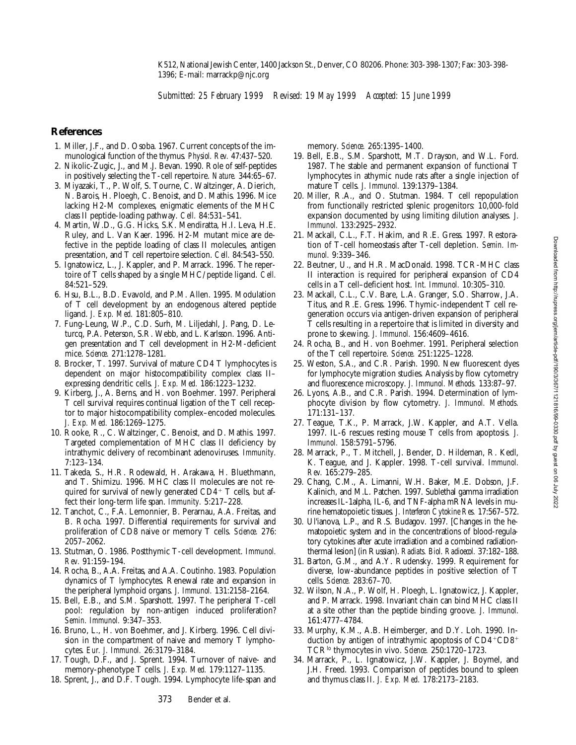K512, National Jewish Center, 1400 Jackson St., Denver, CO 80206. Phone: 303-398-1307; Fax: 303-398-1396; E-mail: marrackp@njc.org

*Submitted: 25 February 1999 Revised: 19 May 1999 Accepted: 15 June 1999*

## References

1. Miller, J.F., and D. Osoba. 1967. Current concepts of the immunological function of the thymus. *Physiol. Rev.* 47:437–520.
2. Nikolic-Zugic, J., and M.J. Bevan. 1990. Role of self-peptides in positively selecting the T-cell repertoire. *Nature.* 344:65–67.
3. Miyazaki, T., P. Wolf, S. Tourne, C. Waltzinger, A. Dierich, N. Barois, H. Ploegh, C. Benoist, and D. Mathis. 1996. Mice lacking H2-M complexes, enigmatic elements of the MHC class II peptide-loading pathway. *Cell.* 84:531–541.
4. Martin, W.D., G.G. Hicks, S.K. Mendiratta, H.I. Leva, H.E. Ruley, and L. Van Kaer. 1996. H2-M mutant mice are defective in the peptide loading of class II molecules, antigen presentation, and T cell repertoire selection. *Cell.* 84:543–550.
5. Ignatowicz, L., J. Kappler, and P. Marrack. 1996. The repertoire of T cells shaped by a single MHC/peptide ligand. *Cell.* 84:521–529.
6. Hsu, B.L., B.D. Evavold, and P.M. Allen. 1995. Modulation of T cell development by an endogenous altered peptide ligand. *J. Exp. Med.* 181:805–810.
7. Fung-Leung, W.P., C.D. Surh, M. Liljedahl, J. Pang, D. Leturcq, P.A. Peterson, S.R. Webb, and L. Karlsson. 1996. Antigen presentation and T cell development in H2-M-deficient mice. *Science.* 271:1278–1281.
8. Brocker, T. 1997. Survival of mature CD4 T lymphocytes is dependent on major histocompatibility complex class II–expressing dendritic cells. *J. Exp. Med.* 186:1223–1232.
9. Kirberg, J., A. Berns, and H. von Boehmer. 1997. Peripheral T cell survival requires continual ligation of the T cell receptor to major histocompatibility complex–encoded molecules. *J. Exp. Med.* 186:1269–1275.
10. Rooke, R., C. Waltzinger, C. Benoist, and D. Mathis. 1997. Targeted complementation of MHC class II deficiency by intrathymic delivery of recombinant adenoviruses. *Immunity.* 7:123–134.
11. Takeda, S., H.R. Rodewald, H. Arakawa, H. Bluethmann, and T. Shimizu. 1996. MHC class II molecules are not required for survival of newly generated $CD4^+$ T cells, but affect their long-term life span. *Immunity.* 5:217–228.
12. Tanchot, C., F.A. Lemonnier, B. Perarnau, A.A. Freitas, and B. Rocha. 1997. Differential requirements for survival and proliferation of CD8 naive or memory T cells. *Science.* 276: 2057–2062.
13. Stutman, O. 1986. Postthymic T-cell development. *Immunol. Rev.* 91:159–194.
14. Rocha, B., A.A. Freitas, and A.A. Coutinho. 1983. Population dynamics of T lymphocytes. Renewal rate and expansion in the peripheral lymphoid organs. *J. Immunol.* 131:2158–2164.
15. Bell, E.B., and S.M. Sparshott. 1997. The peripheral T-cell pool: regulation by non-antigen induced proliferation? *Semin. Immunol.* 9:347–353.
16. Bruno, L., H. von Boehmer, and J. Kirberg. 1996. Cell division in the compartment of naive and memory T lymphocytes. *Eur. J. Immunol.* 26:3179–3184.
17. Tough, D.F., and J. Sprent. 1994. Turnover of naive- and memory-phenotype T cells. *J. Exp. Med.* 179:1127–1135.
18. Sprent, J., and D.F. Tough. 1994. Lymphocyte life-span and memory. *Science.* 265:1395–1400.
19. Bell, E.B., S.M. Sparshott, M.T. Drayson, and W.L. Ford. 1987. The stable and permanent expansion of functional T lymphocytes in athymic nude rats after a single injection of mature T cells. *J. Immunol.* 139:1379–1384.
20. Miller, R.A., and O. Stutman. 1984. T cell repopulation from functionally restricted splenic progenitors: 10,000-fold expansion documented by using limiting dilution analyses. *J. Immunol.* 133:2925–2932.
21. Mackall, C.L., F.T. Hakim, and R.E. Gress. 1997. Restoration of T-cell homeostasis after T-cell depletion. *Semin. Immunol.* 9:339–346.
22. Beutner, U., and H.R. MacDonald. 1998. TCR-MHC class II interaction is required for peripheral expansion of CD4 cells in a T cell–deficient host. *Int. Immunol.* 10:305–310.
23. Mackall, C.L., C.V. Bare, L.A. Granger, S.O. Sharrow, J.A. Titus, and R.E. Gress. 1996. Thymic-independent T cell regeneration occurs via antigen-driven expansion of peripheral T cells resulting in a repertoire that is limited in diversity and prone to skewing. *J. Immunol.* 156:4609–4616.
24. Rocha, B., and H. von Boehmer. 1991. Peripheral selection of the T cell repertoire. *Science.* 251:1225–1228.
25. Weston, S.A., and C.R. Parish. 1990. New fluorescent dyes for lymphocyte migration studies. Analysis by flow cytometry and fluorescence microscopy. *J. Immunol. Methods.* 133:87–97.
26. Lyons, A.B., and C.R. Parish. 1994. Determination of lymphocyte division by flow cytometry. *J. Immunol. Methods.* 171:131–137.
27. Teague, T.K., P. Marrack, J.W. Kappler, and A.T. Vella. 1997. IL-6 rescues resting mouse T cells from apoptosis. *J. Immunol.* 158:5791–5796.
28. Marrack, P., T. Mitchell, J. Bender, D. Hildeman, R. Kedl, K. Teague, and J. Kappler. 1998. T-cell survival. *Immunol. Rev.* 165:279–285.
29. Chang, C.M., A. Limanni, W.H. Baker, M.E. Dobson, J.F. Kalinich, and M.L. Patchen. 1997. Sublethal gamma irradiation increases IL-1alpha, IL-6, and TNF-alpha mRNA levels in murine hematopoietic tissues. *J. Interferon Cytokine Res.* 17:567–572.
30. Ul'ianova, L.P., and R.S. Budagov. 1997. [Changes in the hematopoietic system and in the concentrations of blood-regulatory cytokines after acute irradiation and a combined radiation-thermal lesion] (in Russian). *Radiats. Biol. Radioecol.* 37:182–188.
31. Barton, G.M., and A.Y. Rudensky. 1999. Requirement for diverse, low-abundance peptides in positive selection of T cells. *Science.* 283:67–70.
32. Wilson, N.A., P. Wolf, H. Ploegh, L. Ignatowicz, J. Kappler, and P. Marrack. 1998. Invariant chain can bind MHC class II at a site other than the peptide binding groove. *J. Immunol.* 161:4777–4784.
33. Murphy, K.M., A.B. Heimberger, and D.Y. Loh. 1990. Induction by antigen of intrathymic apoptosis of $CD4^+CD8^+$ $TCR^{lo}$ thymocytes in vivo. *Science.* 250:1720–1723.
34. Marrack, P., L. Ignatowicz, J.W. Kappler, J. Boymel, and J.H. Freed. 1993. Comparison of peptides bound to spleen and thymus class II. *J. Exp. Med.* 178:2173–2183.